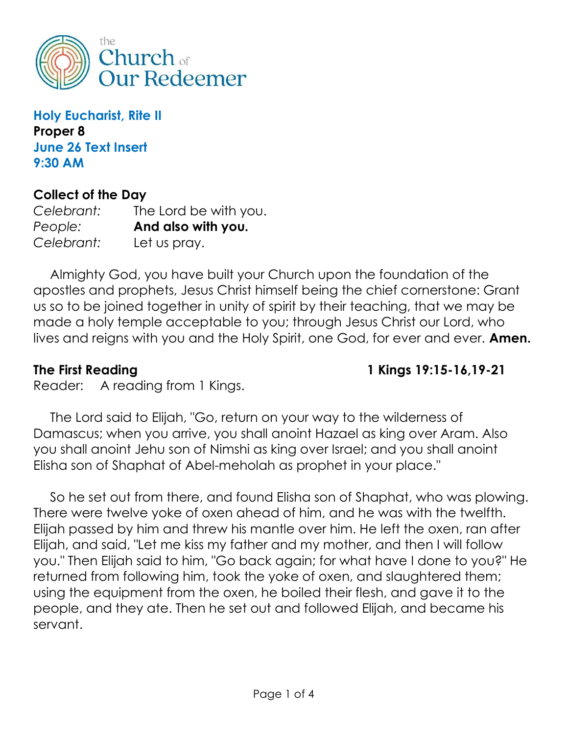the Church of Our Redeemer

**Holy Eucharist, Rite II**
**Proper 8**
**June 26 Text Insert**
**9:30 AM**

## Collect of the Day

*Celebrant:* The Lord be with you.
*People:* **And also with you.**
*Celebrant:* Let us pray.

Almighty God, you have built your Church upon the foundation of the apostles and prophets, Jesus Christ himself being the chief cornerstone: Grant us so to be joined together in unity of spirit by their teaching, that we may be made a holy temple acceptable to you; through Jesus Christ our Lord, who lives and reigns with you and the Holy Spirit, one God, for ever and ever. **Amen.**

## The First Reading — 1 Kings 19:15-16,19-21

Reader: A reading from 1 Kings.

The Lord said to Elijah, "Go, return on your way to the wilderness of Damascus; when you arrive, you shall anoint Hazael as king over Aram. Also you shall anoint Jehu son of Nimshi as king over Israel; and you shall anoint Elisha son of Shaphat of Abel-meholah as prophet in your place."

So he set out from there, and found Elisha son of Shaphat, who was plowing. There were twelve yoke of oxen ahead of him, and he was with the twelfth. Elijah passed by him and threw his mantle over him. He left the oxen, ran after Elijah, and said, "Let me kiss my father and my mother, and then I will follow you." Then Elijah said to him, "Go back again; for what have I done to you?" He returned from following him, took the yoke of oxen, and slaughtered them; using the equipment from the oxen, he boiled their flesh, and gave it to the people, and they ate. Then he set out and followed Elijah, and became his servant.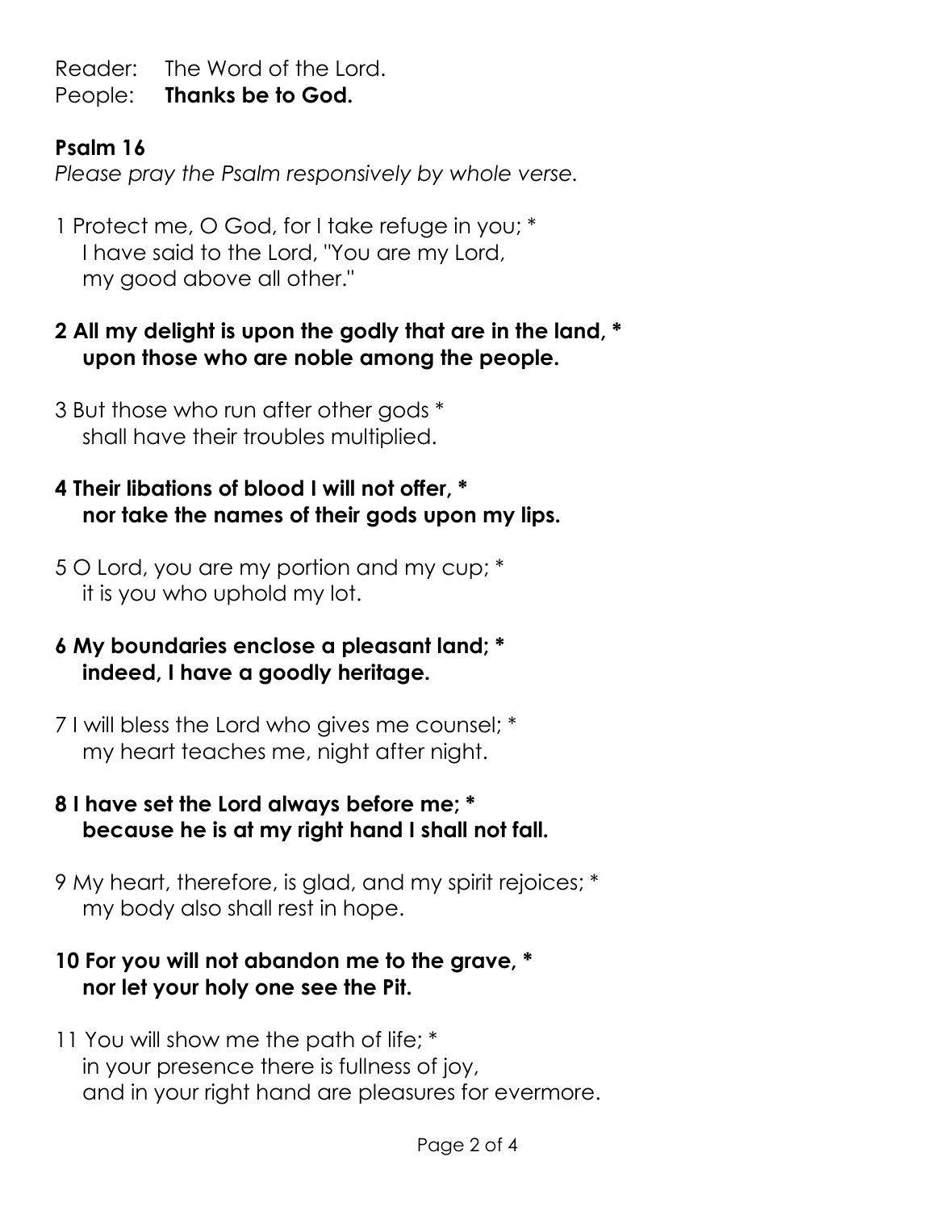Reader: The Word of the Lord.  
People: **Thanks be to God.**

**Psalm 16**

*Please pray the Psalm responsively by whole verse.*

1 Protect me, O God, for I take refuge in you; *  
I have said to the Lord, "You are my Lord,  
my good above all other."

**2 All my delight is upon the godly that are in the land, *  
upon those who are noble among the people.**

3 But those who run after other gods *  
shall have their troubles multiplied.

**4 Their libations of blood I will not offer, *  
nor take the names of their gods upon my lips.**

5 O Lord, you are my portion and my cup; *  
it is you who uphold my lot.

**6 My boundaries enclose a pleasant land; *  
indeed, I have a goodly heritage.**

7 I will bless the Lord who gives me counsel; *  
my heart teaches me, night after night.

**8 I have set the Lord always before me; *  
because he is at my right hand I shall not fall.**

9 My heart, therefore, is glad, and my spirit rejoices; *  
my body also shall rest in hope.

**10 For you will not abandon me to the grave, *  
nor let your holy one see the Pit.**

11 You will show me the path of life; *  
in your presence there is fullness of joy,  
and in your right hand are pleasures for evermore.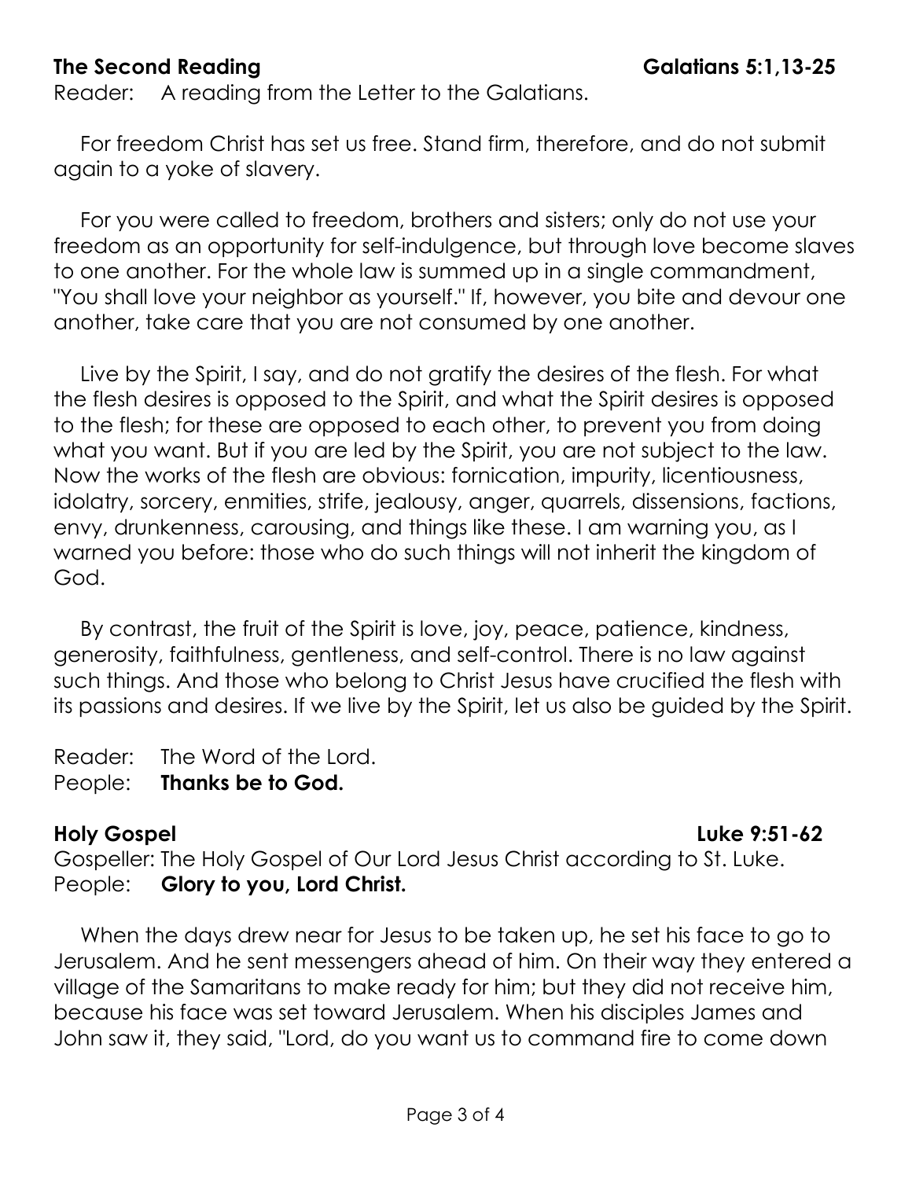**The Second Reading** **Galatians 5:1,13-25**

Reader: A reading from the Letter to the Galatians.

For freedom Christ has set us free. Stand firm, therefore, and do not submit again to a yoke of slavery.

For you were called to freedom, brothers and sisters; only do not use your freedom as an opportunity for self-indulgence, but through love become slaves to one another. For the whole law is summed up in a single commandment, "You shall love your neighbor as yourself." If, however, you bite and devour one another, take care that you are not consumed by one another.

Live by the Spirit, I say, and do not gratify the desires of the flesh. For what the flesh desires is opposed to the Spirit, and what the Spirit desires is opposed to the flesh; for these are opposed to each other, to prevent you from doing what you want. But if you are led by the Spirit, you are not subject to the law. Now the works of the flesh are obvious: fornication, impurity, licentiousness, idolatry, sorcery, enmities, strife, jealousy, anger, quarrels, dissensions, factions, envy, drunkenness, carousing, and things like these. I am warning you, as I warned you before: those who do such things will not inherit the kingdom of God.

By contrast, the fruit of the Spirit is love, joy, peace, patience, kindness, generosity, faithfulness, gentleness, and self-control. There is no law against such things. And those who belong to Christ Jesus have crucified the flesh with its passions and desires. If we live by the Spirit, let us also be guided by the Spirit.

Reader: The Word of the Lord.
People: **Thanks be to God.**

**Holy Gospel** **Luke 9:51-62**

Gospeller: The Holy Gospel of Our Lord Jesus Christ according to St. Luke.
People: **Glory to you, Lord Christ.**

When the days drew near for Jesus to be taken up, he set his face to go to Jerusalem. And he sent messengers ahead of him. On their way they entered a village of the Samaritans to make ready for him; but they did not receive him, because his face was set toward Jerusalem. When his disciples James and John saw it, they said, "Lord, do you want us to command fire to come down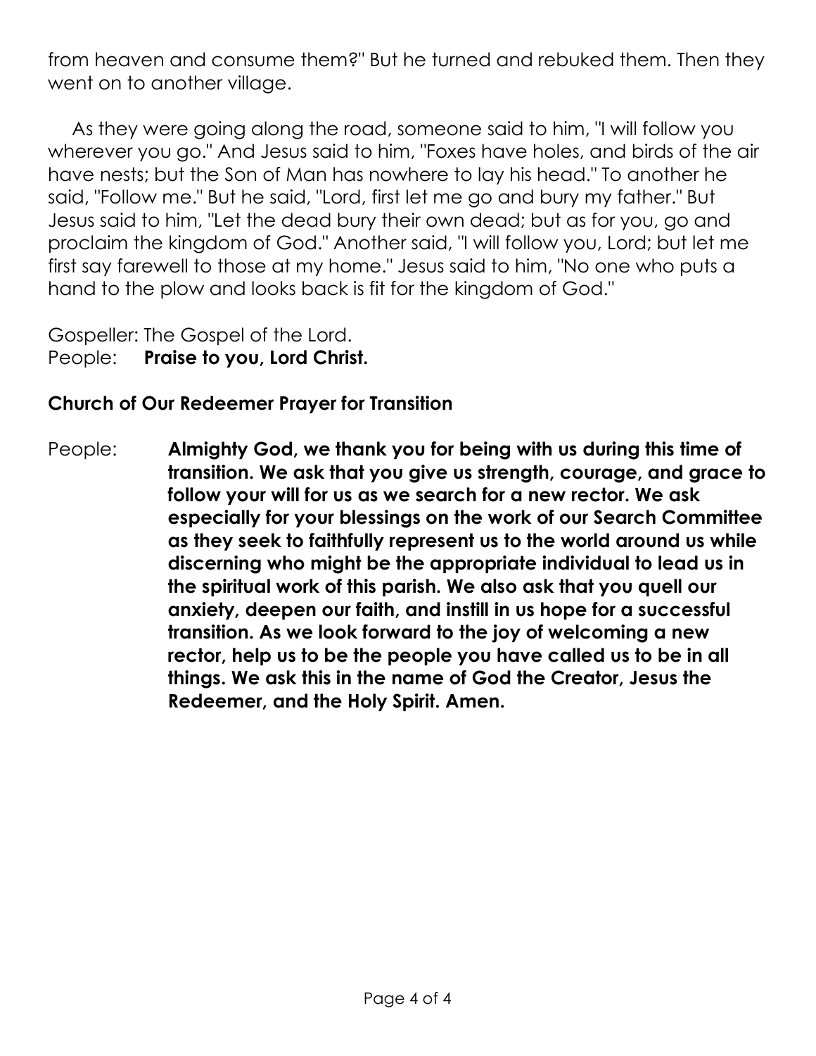from heaven and consume them?" But he turned and rebuked them. Then they went on to another village.

As they were going along the road, someone said to him, "I will follow you wherever you go." And Jesus said to him, "Foxes have holes, and birds of the air have nests; but the Son of Man has nowhere to lay his head." To another he said, "Follow me." But he said, "Lord, first let me go and bury my father." But Jesus said to him, "Let the dead bury their own dead; but as for you, go and proclaim the kingdom of God." Another said, "I will follow you, Lord; but let me first say farewell to those at my home." Jesus said to him, "No one who puts a hand to the plow and looks back is fit for the kingdom of God."

Gospeller: The Gospel of the Lord.
People: **Praise to you, Lord Christ.**

**Church of Our Redeemer Prayer for Transition**

People: **Almighty God, we thank you for being with us during this time of transition. We ask that you give us strength, courage, and grace to follow your will for us as we search for a new rector. We ask especially for your blessings on the work of our Search Committee as they seek to faithfully represent us to the world around us while discerning who might be the appropriate individual to lead us in the spiritual work of this parish. We also ask that you quell our anxiety, deepen our faith, and instill in us hope for a successful transition. As we look forward to the joy of welcoming a new rector, help us to be the people you have called us to be in all things. We ask this in the name of God the Creator, Jesus the Redeemer, and the Holy Spirit. Amen.**